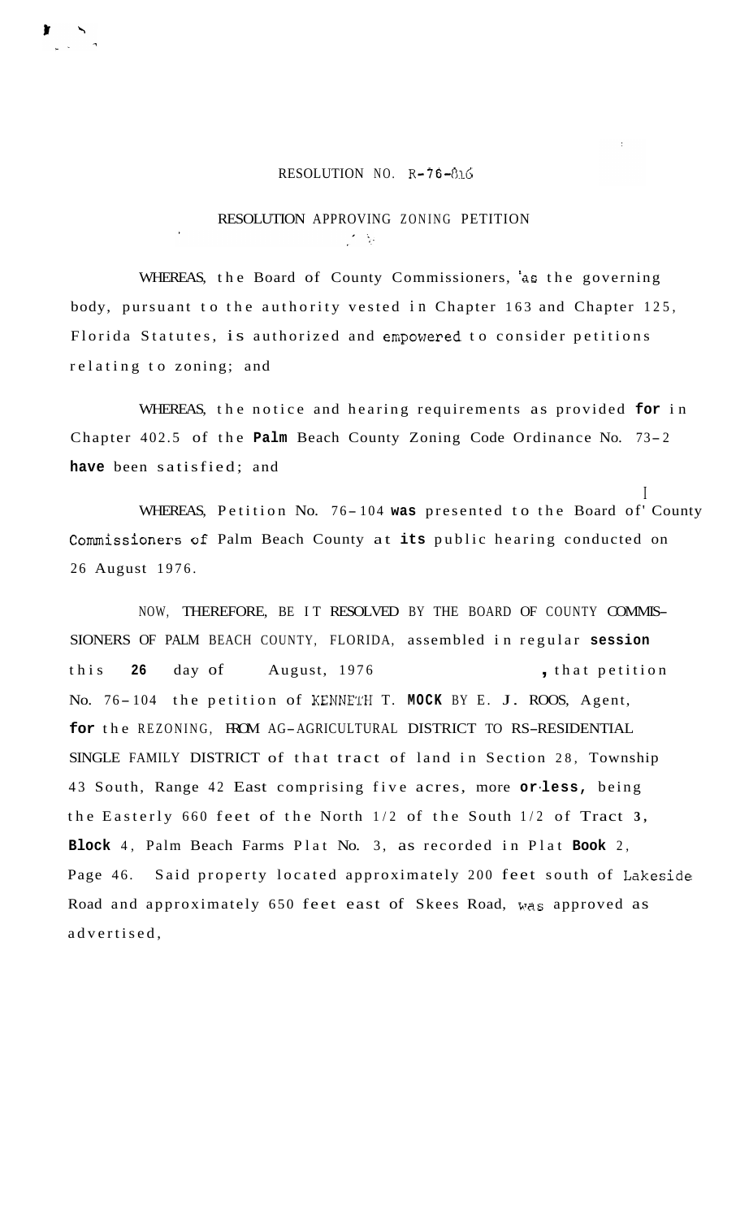# RESOLUTION NO. R-76-816

## RESOLUTION APPROVING ZONING PETITION

WHEREAS, the Board of County Commissioners, as the governing body, pursuant to the authority vested in Chapter 163 and Chapter 125, Florida Statutes, is authorized and empowered to consider petitions relating to zoning; and

WHEREAS, the notice and hearing requirements as provided for in Chapter 402.5 of the Palm Beach County Zoning Code Ordinance No. 73-2 have been satisfied; and

WHEREAS, Petition No. 76-104 was presented to the Board of County Commissioners of Palm Beach County at its public hearing conducted on 26 August 1976.

NOW, THEREFORE, BE IT RESOLVED BY THE BOARD OF COUNTY COMMISSIONERS OF PALM BEACH COUNTY, FLORIDA, assembled in regular session this **26** day of August, 1976, that petition No. 76-104 the petition of KENNETH T. MOCK BY E. J. ROOS, Agent, for the REZONING, FROM AG-AGRICULTURAL DISTRICT TO RS-RESIDENTIAL SINGLE FAMILY DISTRICT of that tract of land in Section 28, Township 43 South, Range 42 East comprising five acres, more or less, being the Easterly 660 feet of the North 1/2 of the South 1/2 of Tract 3, Block 4, Palm Beach Farms Plat No. 3, as recorded in Plat Book 2, Page 46. Said property located approximately 200 feet south of Lakeside Road and approximately 650 feet east of Skees Road, was approved as advertised,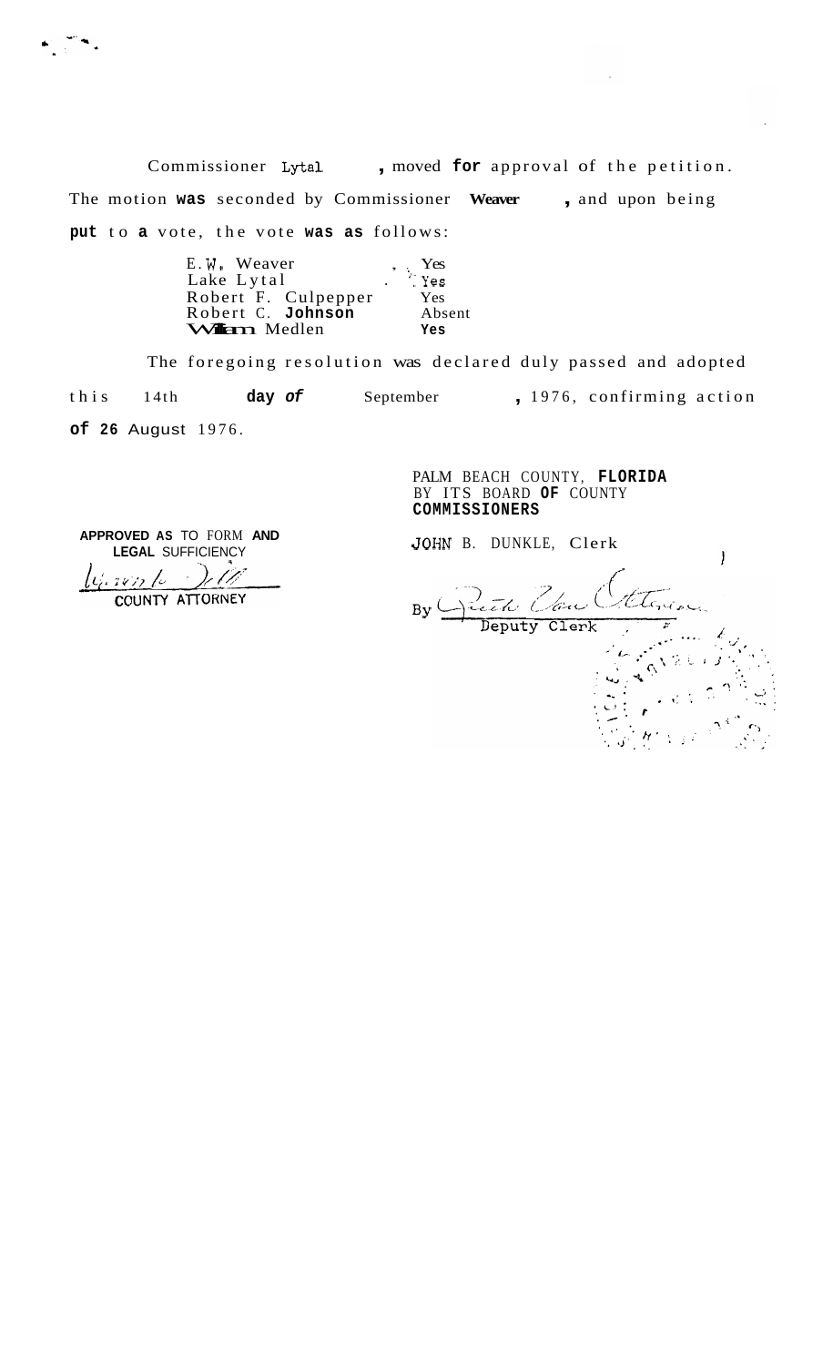Commissioner Lytal, moved for approval of the petition. The motion was seconded by Commissioner Weaver, and upon being put to a vote, the vote was as follows:

| | |
|---|---|
| E.W. Weaver | Yes |
| Lake Lytal | Yes |
| Robert F. Culpepper | Yes |
| Robert C. Johnson | Absent |
| William Medlen | Yes |

The foregoing resolution was declared duly passed and adopted this 14th day of September, 1976, confirming action of 26 August 1976.

PALM BEACH COUNTY, FLORIDA
BY ITS BOARD OF COUNTY COMMISSIONERS

JOHN B. DUNKLE, Clerk

By ______________________
Deputy Clerk

APPROVED AS TO FORM AND LEGAL SUFFICIENCY

______________________
COUNTY ATTORNEY